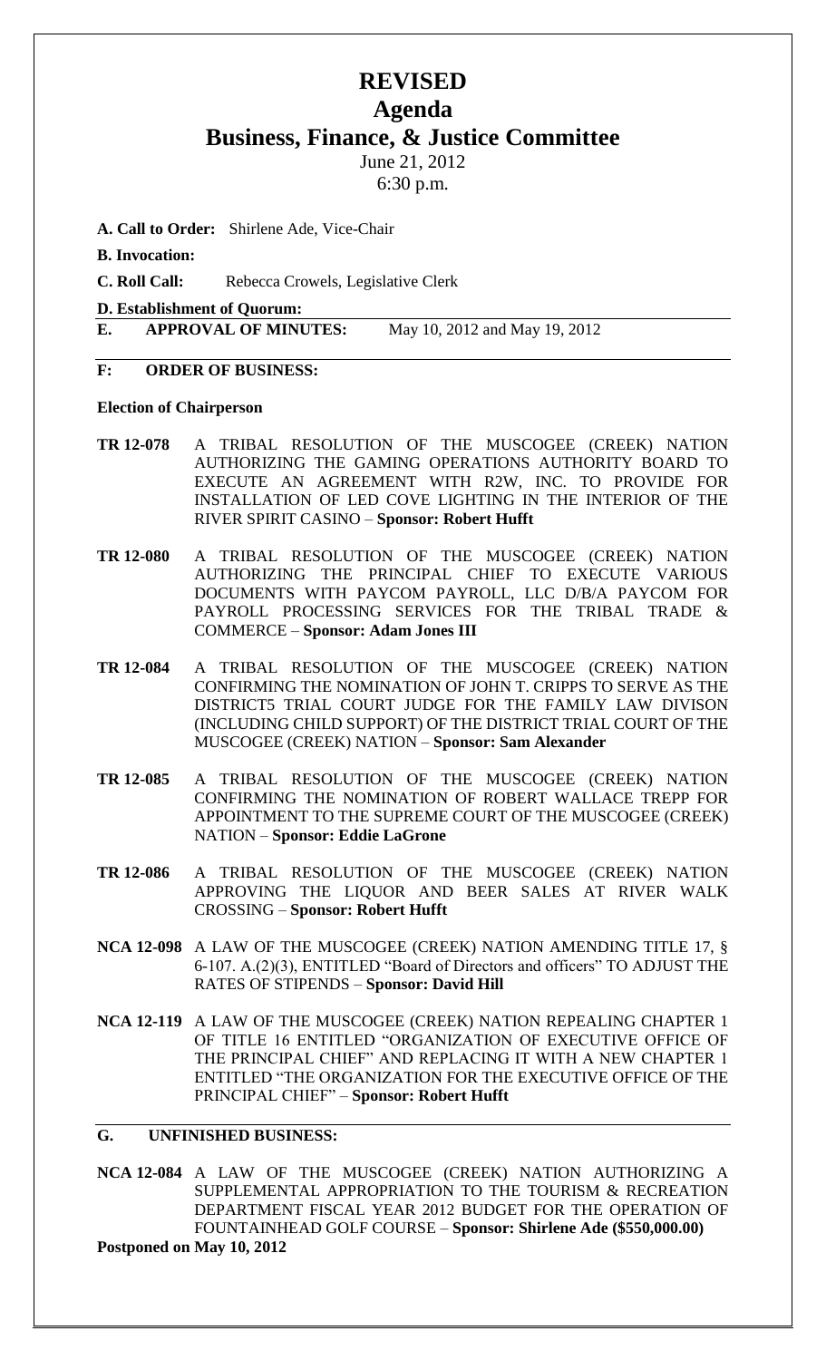# REVISED

## Agenda

## Business, Finance, & Justice Committee

June 21, 2012

6:30 p.m.

**A. Call to Order:** Shirlene Ade, Vice-Chair

**B. Invocation:**

**C. Roll Call:** Rebecca Crowels, Legislative Clerk

**D. Establishment of Quorum:**

**E. APPROVAL OF MINUTES:** May 10, 2012 and May 19, 2012

**F: ORDER OF BUSINESS:**

**Election of Chairperson**

**TR 12-078** A TRIBAL RESOLUTION OF THE MUSCOGEE (CREEK) NATION AUTHORIZING THE GAMING OPERATIONS AUTHORITY BOARD TO EXECUTE AN AGREEMENT WITH R2W, INC. TO PROVIDE FOR INSTALLATION OF LED COVE LIGHTING IN THE INTERIOR OF THE RIVER SPIRIT CASINO – **Sponsor: Robert Hufft**

**TR 12-080** A TRIBAL RESOLUTION OF THE MUSCOGEE (CREEK) NATION AUTHORIZING THE PRINCIPAL CHIEF TO EXECUTE VARIOUS DOCUMENTS WITH PAYCOM PAYROLL, LLC D/B/A PAYCOM FOR PAYROLL PROCESSING SERVICES FOR THE TRIBAL TRADE & COMMERCE – **Sponsor: Adam Jones III**

**TR 12-084** A TRIBAL RESOLUTION OF THE MUSCOGEE (CREEK) NATION CONFIRMING THE NOMINATION OF JOHN T. CRIPPS TO SERVE AS THE DISTRICT5 TRIAL COURT JUDGE FOR THE FAMILY LAW DIVISON (INCLUDING CHILD SUPPORT) OF THE DISTRICT TRIAL COURT OF THE MUSCOGEE (CREEK) NATION – **Sponsor: Sam Alexander**

**TR 12-085** A TRIBAL RESOLUTION OF THE MUSCOGEE (CREEK) NATION CONFIRMING THE NOMINATION OF ROBERT WALLACE TREPP FOR APPOINTMENT TO THE SUPREME COURT OF THE MUSCOGEE (CREEK) NATION – **Sponsor: Eddie LaGrone**

**TR 12-086** A TRIBAL RESOLUTION OF THE MUSCOGEE (CREEK) NATION APPROVING THE LIQUOR AND BEER SALES AT RIVER WALK CROSSING – **Sponsor: Robert Hufft**

**NCA 12-098** A LAW OF THE MUSCOGEE (CREEK) NATION AMENDING TITLE 17, § 6-107. A.(2)(3), ENTITLED "Board of Directors and officers" TO ADJUST THE RATES OF STIPENDS – **Sponsor: David Hill**

**NCA 12-119** A LAW OF THE MUSCOGEE (CREEK) NATION REPEALING CHAPTER 1 OF TITLE 16 ENTITLED "ORGANIZATION OF EXECUTIVE OFFICE OF THE PRINCIPAL CHIEF" AND REPLACING IT WITH A NEW CHAPTER 1 ENTITLED "THE ORGANIZATION FOR THE EXECUTIVE OFFICE OF THE PRINCIPAL CHIEF" – **Sponsor: Robert Hufft**

**G. UNFINISHED BUSINESS:**

**NCA 12-084** A LAW OF THE MUSCOGEE (CREEK) NATION AUTHORIZING A SUPPLEMENTAL APPROPRIATION TO THE TOURISM & RECREATION DEPARTMENT FISCAL YEAR 2012 BUDGET FOR THE OPERATION OF FOUNTAINHEAD GOLF COURSE – **Sponsor: Shirlene Ade ($550,000.00)**

**Postponed on May 10, 2012**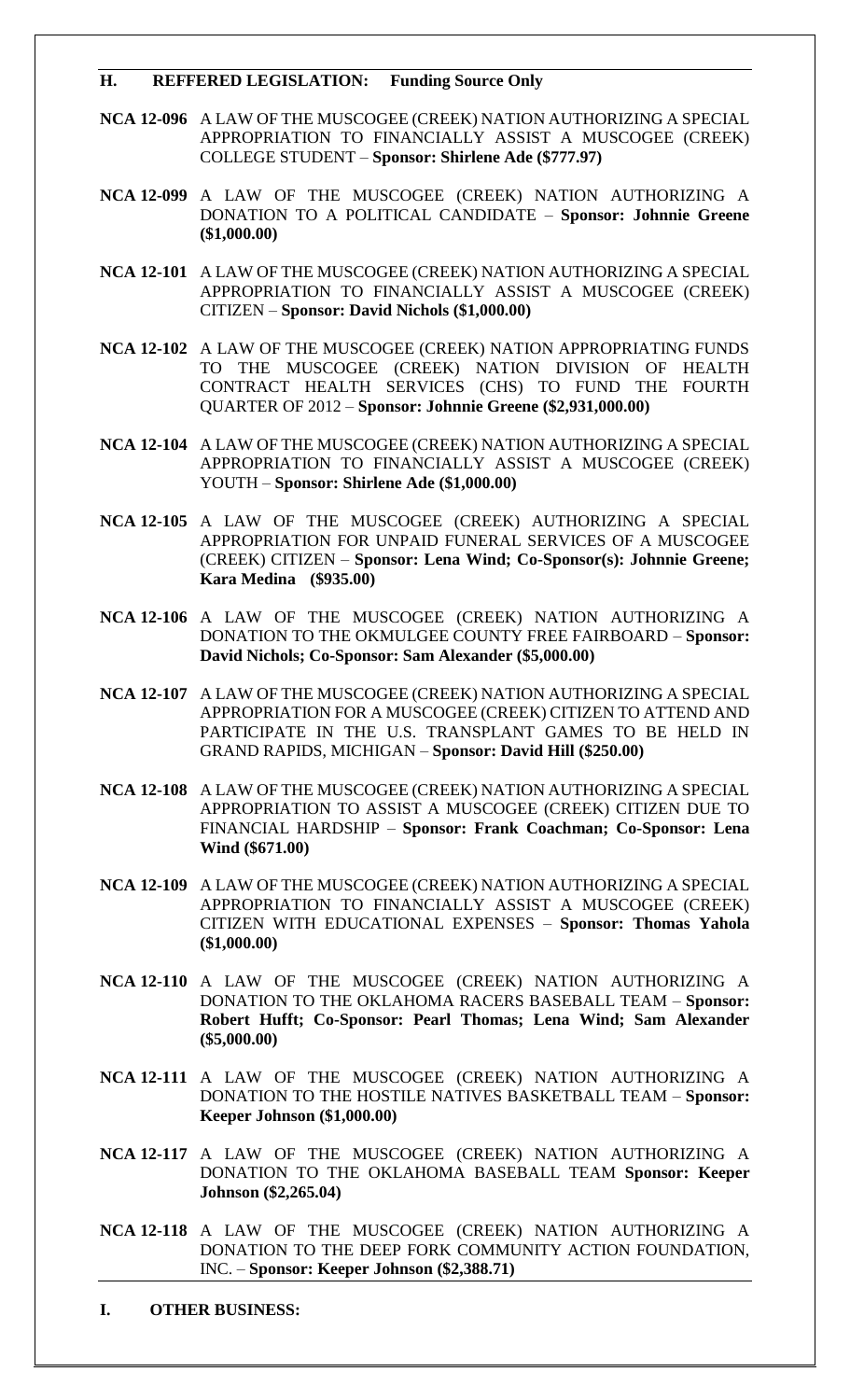## H. REFFERED LEGISLATION: Funding Source Only

**NCA 12-096** A LAW OF THE MUSCOGEE (CREEK) NATION AUTHORIZING A SPECIAL APPROPRIATION TO FINANCIALLY ASSIST A MUSCOGEE (CREEK) COLLEGE STUDENT – **Sponsor: Shirlene Ade ($777.97)**

**NCA 12-099** A LAW OF THE MUSCOGEE (CREEK) NATION AUTHORIZING A DONATION TO A POLITICAL CANDIDATE – **Sponsor: Johnnie Greene ($1,000.00)**

**NCA 12-101** A LAW OF THE MUSCOGEE (CREEK) NATION AUTHORIZING A SPECIAL APPROPRIATION TO FINANCIALLY ASSIST A MUSCOGEE (CREEK) CITIZEN – **Sponsor: David Nichols ($1,000.00)**

**NCA 12-102** A LAW OF THE MUSCOGEE (CREEK) NATION APPROPRIATING FUNDS TO THE MUSCOGEE (CREEK) NATION DIVISION OF HEALTH CONTRACT HEALTH SERVICES (CHS) TO FUND THE FOURTH QUARTER OF 2012 – **Sponsor: Johnnie Greene ($2,931,000.00)**

**NCA 12-104** A LAW OF THE MUSCOGEE (CREEK) NATION AUTHORIZING A SPECIAL APPROPRIATION TO FINANCIALLY ASSIST A MUSCOGEE (CREEK) YOUTH – **Sponsor: Shirlene Ade ($1,000.00)**

**NCA 12-105** A LAW OF THE MUSCOGEE (CREEK) AUTHORIZING A SPECIAL APPROPRIATION FOR UNPAID FUNERAL SERVICES OF A MUSCOGEE (CREEK) CITIZEN – **Sponsor: Lena Wind; Co-Sponsor(s): Johnnie Greene; Kara Medina ($935.00)**

**NCA 12-106** A LAW OF THE MUSCOGEE (CREEK) NATION AUTHORIZING A DONATION TO THE OKMULGEE COUNTY FREE FAIRBOARD – **Sponsor: David Nichols; Co-Sponsor: Sam Alexander ($5,000.00)**

**NCA 12-107** A LAW OF THE MUSCOGEE (CREEK) NATION AUTHORIZING A SPECIAL APPROPRIATION FOR A MUSCOGEE (CREEK) CITIZEN TO ATTEND AND PARTICIPATE IN THE U.S. TRANSPLANT GAMES TO BE HELD IN GRAND RAPIDS, MICHIGAN – **Sponsor: David Hill ($250.00)**

**NCA 12-108** A LAW OF THE MUSCOGEE (CREEK) NATION AUTHORIZING A SPECIAL APPROPRIATION TO ASSIST A MUSCOGEE (CREEK) CITIZEN DUE TO FINANCIAL HARDSHIP – **Sponsor: Frank Coachman; Co-Sponsor: Lena Wind ($671.00)**

**NCA 12-109** A LAW OF THE MUSCOGEE (CREEK) NATION AUTHORIZING A SPECIAL APPROPRIATION TO FINANCIALLY ASSIST A MUSCOGEE (CREEK) CITIZEN WITH EDUCATIONAL EXPENSES – **Sponsor: Thomas Yahola ($1,000.00)**

**NCA 12-110** A LAW OF THE MUSCOGEE (CREEK) NATION AUTHORIZING A DONATION TO THE OKLAHOMA RACERS BASEBALL TEAM – **Sponsor: Robert Hufft; Co-Sponsor: Pearl Thomas; Lena Wind; Sam Alexander ($5,000.00)**

**NCA 12-111** A LAW OF THE MUSCOGEE (CREEK) NATION AUTHORIZING A DONATION TO THE HOSTILE NATIVES BASKETBALL TEAM – **Sponsor: Keeper Johnson ($1,000.00)**

**NCA 12-117** A LAW OF THE MUSCOGEE (CREEK) NATION AUTHORIZING A DONATION TO THE OKLAHOMA BASEBALL TEAM **Sponsor: Keeper Johnson ($2,265.04)**

**NCA 12-118** A LAW OF THE MUSCOGEE (CREEK) NATION AUTHORIZING A DONATION TO THE DEEP FORK COMMUNITY ACTION FOUNDATION, INC. – **Sponsor: Keeper Johnson ($2,388.71)**

## I. OTHER BUSINESS: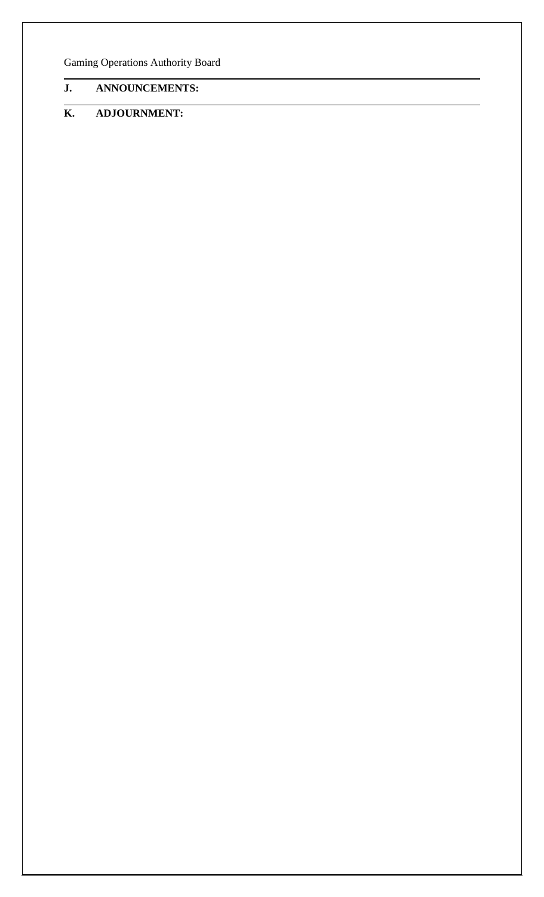## J. ANNOUNCEMENTS:

## K. ADJOURNMENT: